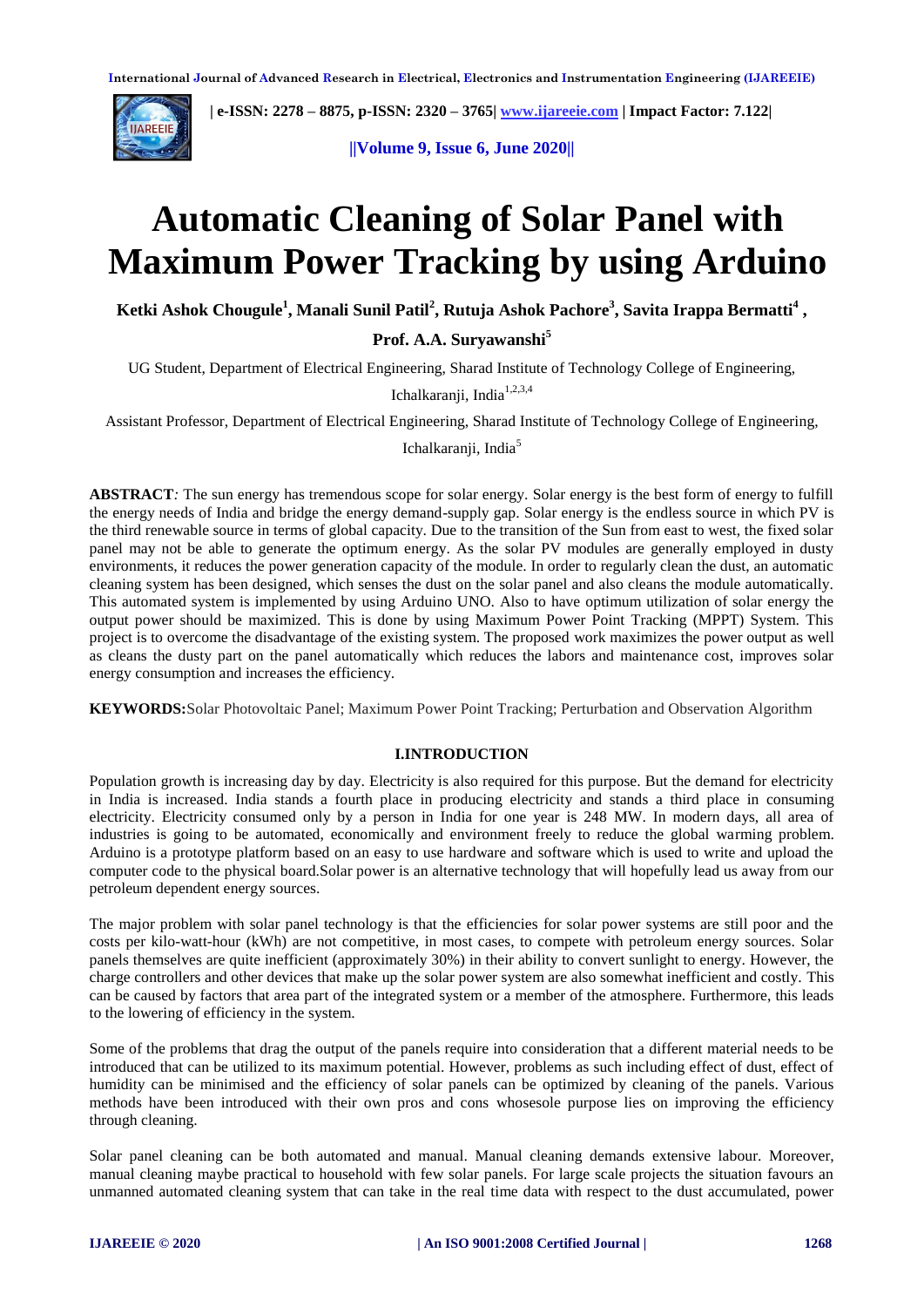# Automatic Cleaning of Solar Panel with Maximum Power Tracking by using Arduino

**Ketki Ashok Chougule[1], Manali Sunil Patil[2], Rutuja Ashok Pachore[3], Savita Irappa Bermatti[4], Prof. A.A. Suryawanshi[5]**

UG Student, Department of Electrical Engineering, Sharad Institute of Technology College of Engineering, Ichalkaranji, India[1,2,3,4]

Assistant Professor, Department of Electrical Engineering, Sharad Institute of Technology College of Engineering, Ichalkaranji, India[5]

**ABSTRACT**: The sun energy has tremendous scope for solar energy. Solar energy is the best form of energy to fulfill the energy needs of India and bridge the energy demand-supply gap. Solar energy is the endless source in which PV is the third renewable source in terms of global capacity. Due to the transition of the Sun from east to west, the fixed solar panel may not be able to generate the optimum energy. As the solar PV modules are generally employed in dusty environments, it reduces the power generation capacity of the module. In order to regularly clean the dust, an automatic cleaning system has been designed, which senses the dust on the solar panel and also cleans the module automatically. This automated system is implemented by using Arduino UNO. Also to have optimum utilization of solar energy the output power should be maximized. This is done by using Maximum Power Point Tracking (MPPT) System. This project is to overcome the disadvantage of the existing system. The proposed work maximizes the power output as well as cleans the dusty part on the panel automatically which reduces the labors and maintenance cost, improves solar energy consumption and increases the efficiency.

**KEYWORDS:** Solar Photovoltaic Panel; Maximum Power Point Tracking; Perturbation and Observation Algorithm

## I.INTRODUCTION

Population growth is increasing day by day. Electricity is also required for this purpose. But the demand for electricity in India is increased. India stands a fourth place in producing electricity and stands a third place in consuming electricity. Electricity consumed only by a person in India for one year is 248 MW. In modern days, all area of industries is going to be automated, economically and environment freely to reduce the global warming problem. Arduino is a prototype platform based on an easy to use hardware and software which is used to write and upload the computer code to the physical board.Solar power is an alternative technology that will hopefully lead us away from our petroleum dependent energy sources.

The major problem with solar panel technology is that the efficiencies for solar power systems are still poor and the costs per kilo-watt-hour (kWh) are not competitive, in most cases, to compete with petroleum energy sources. Solar panels themselves are quite inefficient (approximately 30%) in their ability to convert sunlight to energy. However, the charge controllers and other devices that make up the solar power system are also somewhat inefficient and costly. This can be caused by factors that area part of the integrated system or a member of the atmosphere. Furthermore, this leads to the lowering of efficiency in the system.

Some of the problems that drag the output of the panels require into consideration that a different material needs to be introduced that can be utilized to its maximum potential. However, problems as such including effect of dust, effect of humidity can be minimised and the efficiency of solar panels can be optimized by cleaning of the panels. Various methods have been introduced with their own pros and cons whosesole purpose lies on improving the efficiency through cleaning.

Solar panel cleaning can be both automated and manual. Manual cleaning demands extensive labour. Moreover, manual cleaning maybe practical to household with few solar panels. For large scale projects the situation favours an unmanned automated cleaning system that can take in the real time data with respect to the dust accumulated, power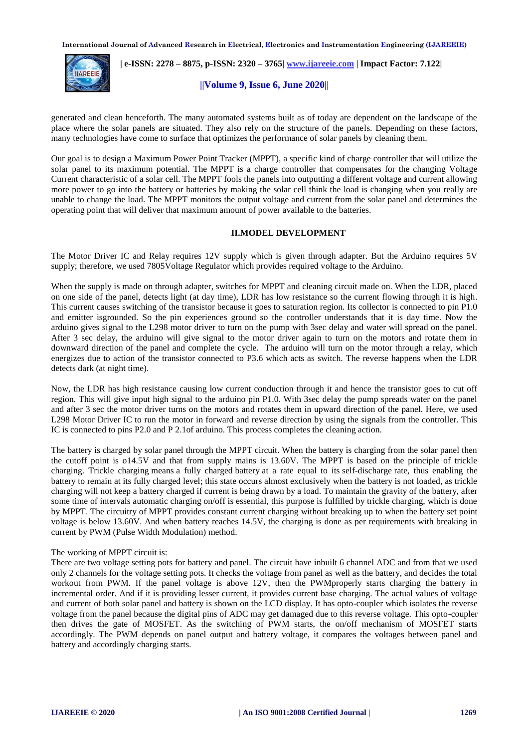generated and clean henceforth. The many automated systems built as of today are dependent on the landscape of the place where the solar panels are situated. They also rely on the structure of the panels. Depending on these factors, many technologies have come to surface that optimizes the performance of solar panels by cleaning them.

Our goal is to design a Maximum Power Point Tracker (MPPT), a specific kind of charge controller that will utilize the solar panel to its maximum potential. The MPPT is a charge controller that compensates for the changing Voltage Current characteristic of a solar cell. The MPPT fools the panels into outputting a different voltage and current allowing more power to go into the battery or batteries by making the solar cell think the load is changing when you really are unable to change the load. The MPPT monitors the output voltage and current from the solar panel and determines the operating point that will deliver that maximum amount of power available to the batteries.

## II.MODEL DEVELOPMENT

The Motor Driver IC and Relay requires 12V supply which is given through adapter. But the Arduino requires 5V supply; therefore, we used 7805Voltage Regulator which provides required voltage to the Arduino.

When the supply is made on through adapter, switches for MPPT and cleaning circuit made on. When the LDR, placed on one side of the panel, detects light (at day time), LDR has low resistance so the current flowing through it is high. This current causes switching of the transistor because it goes to saturation region. Its collector is connected to pin P1.0 and emitter isgrounded. So the pin experiences ground so the controller understands that it is day time. Now the arduino gives signal to the L298 motor driver to turn on the pump with 3sec delay and water will spread on the panel. After 3 sec delay, the arduino will give signal to the motor driver again to turn on the motors and rotate them in downward direction of the panel and complete the cycle. The arduino will turn on the motor through a relay, which energizes due to action of the transistor connected to P3.6 which acts as switch. The reverse happens when the LDR detects dark (at night time).

Now, the LDR has high resistance causing low current conduction through it and hence the transistor goes to cut off region. This will give input high signal to the arduino pin P1.0. With 3sec delay the pump spreads water on the panel and after 3 sec the motor driver turns on the motors and rotates them in upward direction of the panel. Here, we used L298 Motor Driver IC to run the motor in forward and reverse direction by using the signals from the controller. This IC is connected to pins P2.0 and P 2.1of arduino. This process completes the cleaning action.

The battery is charged by solar panel through the MPPT circuit. When the battery is charging from the solar panel then the cutoff point is o14.5V and that from supply mains is 13.60V. The MPPT is based on the principle of trickle charging. Trickle charging means a fully charged battery at a rate equal to its self-discharge rate, thus enabling the battery to remain at its fully charged level; this state occurs almost exclusively when the battery is not loaded, as trickle charging will not keep a battery charged if current is being drawn by a load. To maintain the gravity of the battery, after some time of intervals automatic charging on/off is essential, this purpose is fulfilled by trickle charging, which is done by MPPT. The circuitry of MPPT provides constant current charging without breaking up to when the battery set point voltage is below 13.60V. And when battery reaches 14.5V, the charging is done as per requirements with breaking in current by PWM (Pulse Width Modulation) method.

The working of MPPT circuit is:

There are two voltage setting pots for battery and panel. The circuit have inbuilt 6 channel ADC and from that we used only 2 channels for the voltage setting pots. It checks the voltage from panel as well as the battery, and decides the total workout from PWM. If the panel voltage is above 12V, then the PWMproperly starts charging the battery in incremental order. And if it is providing lesser current, it provides current base charging. The actual values of voltage and current of both solar panel and battery is shown on the LCD display. It has opto-coupler which isolates the reverse voltage from the panel because the digital pins of ADC may get damaged due to this reverse voltage. This opto-coupler then drives the gate of MOSFET. As the switching of PWM starts, the on/off mechanism of MOSFET starts accordingly. The PWM depends on panel output and battery voltage, it compares the voltages between panel and battery and accordingly charging starts.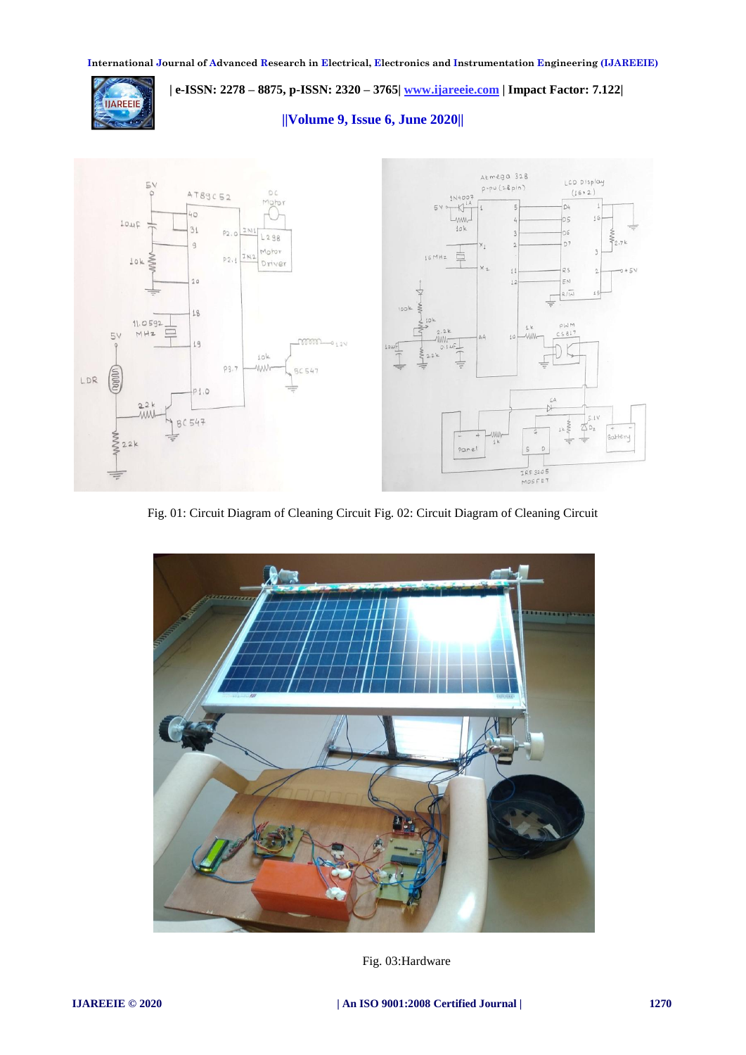Fig. 01: Circuit Diagram of Cleaning Circuit Fig. 02: Circuit Diagram of Cleaning Circuit

Fig. 03:Hardware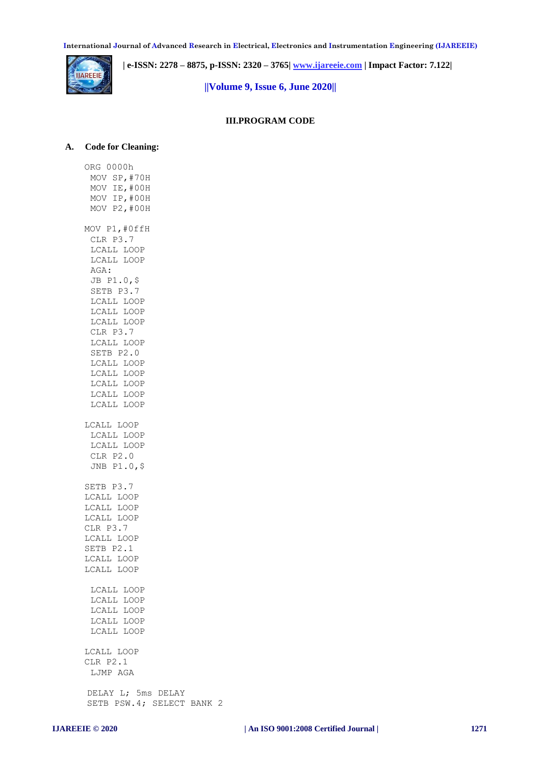## III.PROGRAM CODE

### A. Code for Cleaning:

```
ORG 0000h
 MOV SP,#70H
 MOV IE,#00H
 MOV IP,#00H
 MOV P2,#00H

MOV P1,#0ffH
 CLR P3.7
 LCALL LOOP
 LCALL LOOP
 AGA:
 JB P1.0,$
 SETB P3.7
 LCALL LOOP
 LCALL LOOP
 LCALL LOOP
 CLR P3.7
 LCALL LOOP
 SETB P2.0
 LCALL LOOP
 LCALL LOOP
 LCALL LOOP
 LCALL LOOP
 LCALL LOOP

LCALL LOOP
 LCALL LOOP
 LCALL LOOP
 CLR P2.0
 JNB P1.0,$

SETB P3.7
LCALL LOOP
LCALL LOOP
LCALL LOOP
CLR P3.7
LCALL LOOP
SETB P2.1
LCALL LOOP
LCALL LOOP

 LCALL LOOP
 LCALL LOOP
 LCALL LOOP
 LCALL LOOP
 LCALL LOOP

LCALL LOOP
CLR P2.1
 LJMP AGA

 DELAY L; 5ms DELAY
 SETB PSW.4; SELECT BANK 2
```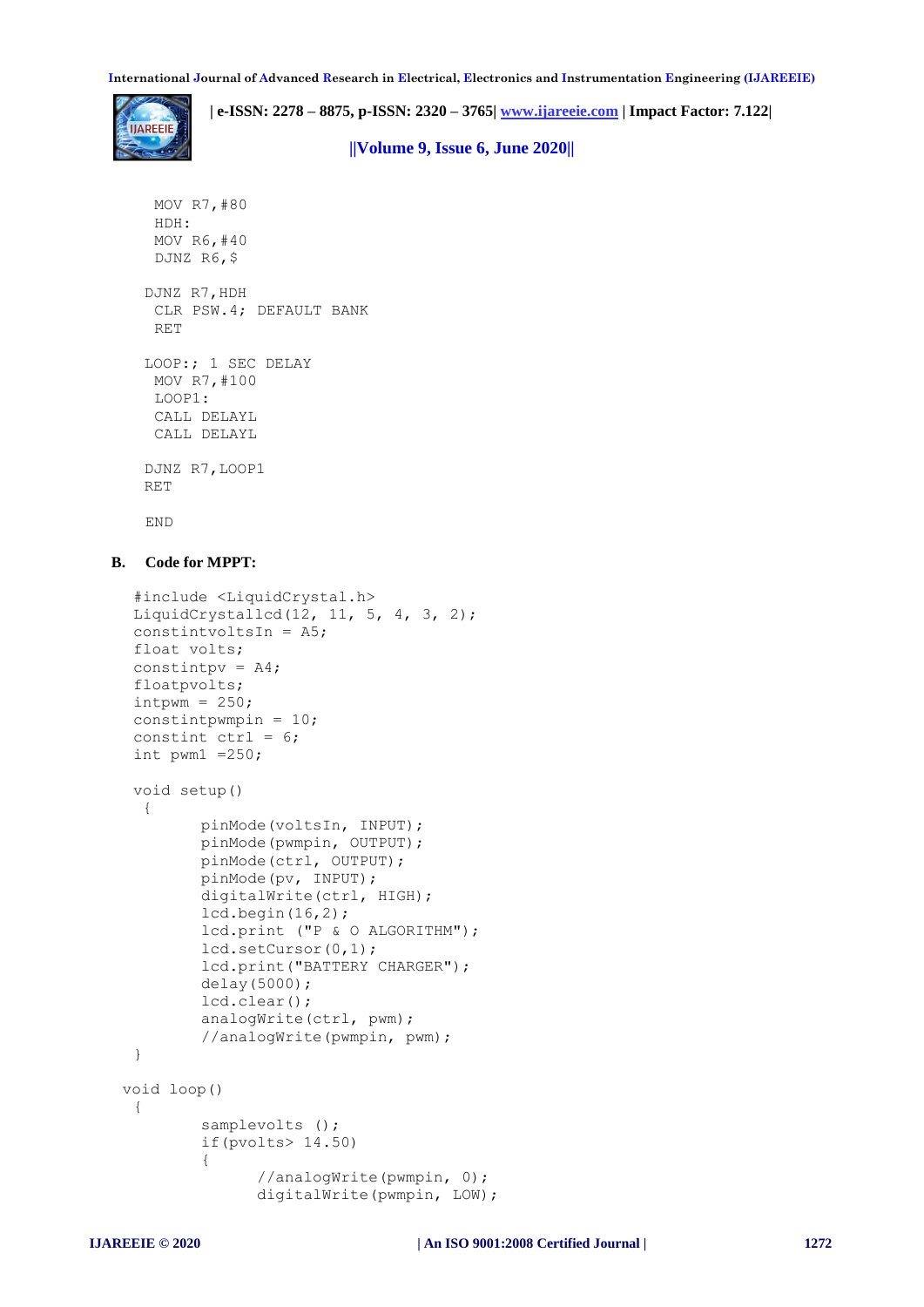```
 MOV R7,#80
 HDH:
 MOV R6,#40
 DJNZ R6,$

DJNZ R7,HDH
 CLR PSW.4; DEFAULT BANK
 RET

LOOP:; 1 SEC DELAY
 MOV R7,#100
 LOOP1:
 CALL DELAYL
 CALL DELAYL

DJNZ R7,LOOP1
RET

END
```

**B. Code for MPPT:**

```
#include <LiquidCrystal.h>
LiquidCrystallcd(12, 11, 5, 4, 3, 2);
constintvoltsIn = A5;
float volts;
constintpv = A4;
floatpvolts;
intpwm = 250;
constintpwmpin = 10;
constint ctrl = 6;
int pwm1 =250;

void setup()
 {
       pinMode(voltsIn, INPUT);
       pinMode(pwmpin, OUTPUT);
       pinMode(ctrl, OUTPUT);
       pinMode(pv, INPUT);
       digitalWrite(ctrl, HIGH);
       lcd.begin(16,2);
       lcd.print ("P & O ALGORITHM");
       lcd.setCursor(0,1);
       lcd.print("BATTERY CHARGER");
       delay(5000);
       lcd.clear();
       analogWrite(ctrl, pwm);
       //analogWrite(pwmpin, pwm);
}

void loop()
 {
       samplevolts ();
       if(pvolts> 14.50)
       {
             //analogWrite(pwmpin, 0);
             digitalWrite(pwmpin, LOW);
```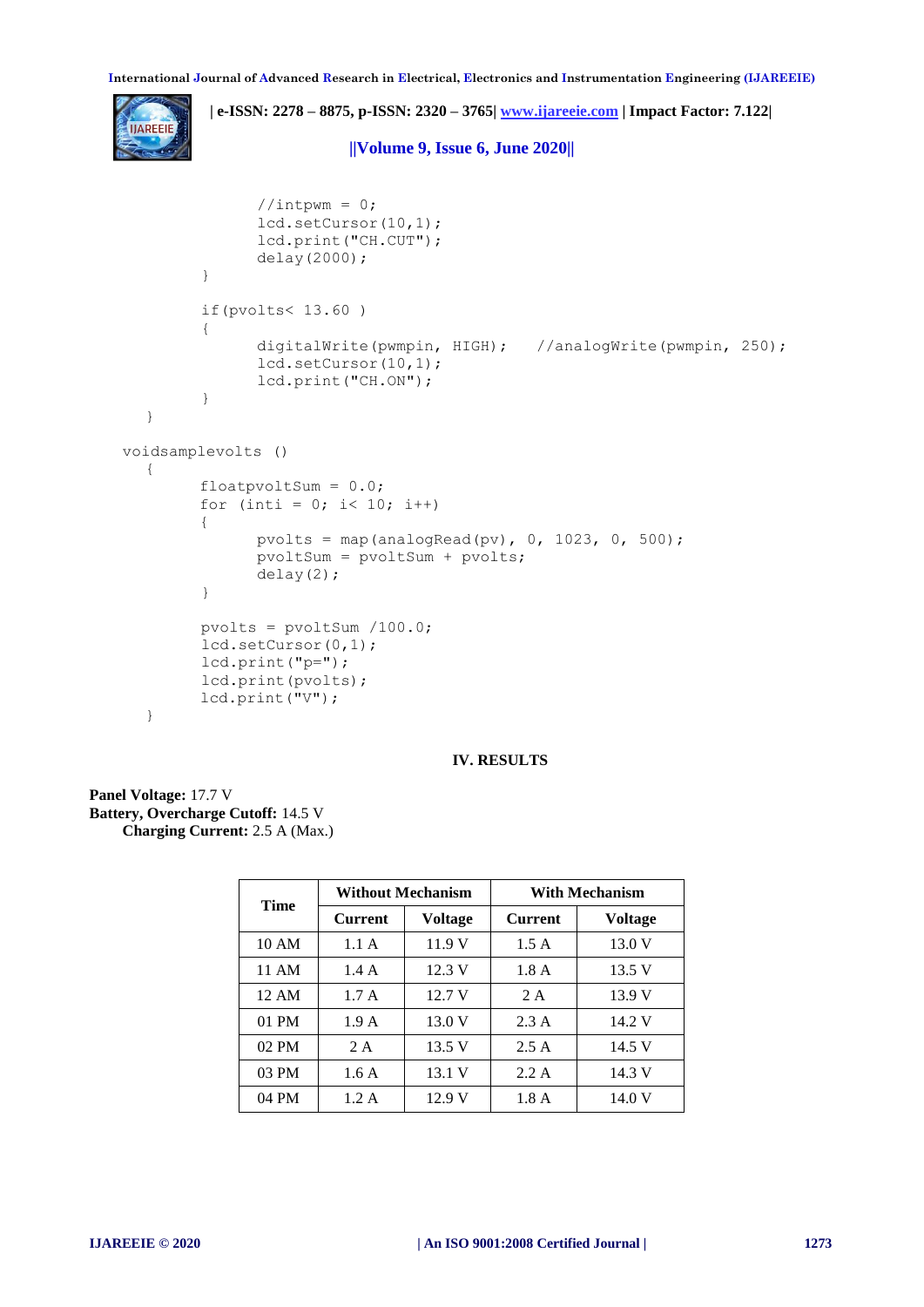```
            //intpwm = 0;
            lcd.setCursor(10,1);
            lcd.print("CH.CUT");
            delay(2000);
        }

        if(pvolts< 13.60 )
        {
            digitalWrite(pwmpin, HIGH);    //analogWrite(pwmpin, 250);
            lcd.setCursor(10,1);
            lcd.print("CH.ON");
        }
    }

voidsamplevolts ()
    {
        floatpvoltSum = 0.0;
        for (inti = 0; i< 10; i++)
        {
            pvolts = map(analogRead(pv), 0, 1023, 0, 500);
            pvoltSum = pvoltSum + pvolts;
            delay(2);
        }

        pvolts = pvoltSum /100.0;
        lcd.setCursor(0,1);
        lcd.print("p=");
        lcd.print(pvolts);
        lcd.print("V");
    }
```

## IV. RESULTS

**Panel Voltage:** 17.7 V
**Battery, Overcharge Cutoff:** 14.5 V
**Charging Current:** 2.5 A (Max.)

| Time | Without Mechanism | | With Mechanism | |
|---|---|---|---|---|
| | Current | Voltage | Current | Voltage |
| 10 AM | 1.1 A | 11.9 V | 1.5 A | 13.0 V |
| 11 AM | 1.4 A | 12.3 V | 1.8 A | 13.5 V |
| 12 AM | 1.7 A | 12.7 V | 2 A | 13.9 V |
| 01 PM | 1.9 A | 13.0 V | 2.3 A | 14.2 V |
| 02 PM | 2 A | 13.5 V | 2.5 A | 14.5 V |
| 03 PM | 1.6 A | 13.1 V | 2.2 A | 14.3 V |
| 04 PM | 1.2 A | 12.9 V | 1.8 A | 14.0 V |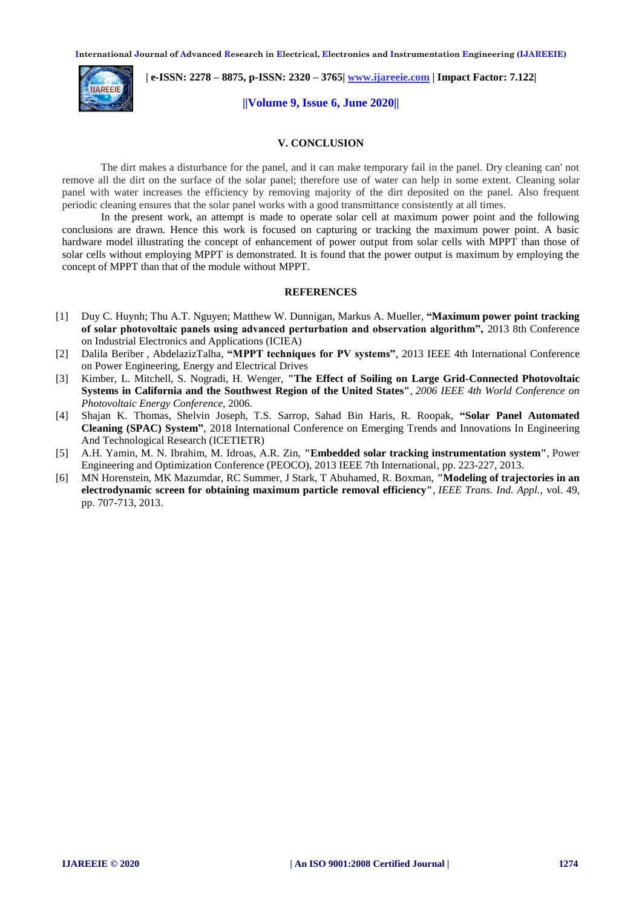## V. CONCLUSION

The dirt makes a disturbance for the panel, and it can make temporary fail in the panel. Dry cleaning can' not remove all the dirt on the surface of the solar panel; therefore use of water can help in some extent. Cleaning solar panel with water increases the efficiency by removing majority of the dirt deposited on the panel. Also frequent periodic cleaning ensures that the solar panel works with a good transmittance consistently at all times.

In the present work, an attempt is made to operate solar cell at maximum power point and the following conclusions are drawn. Hence this work is focused on capturing or tracking the maximum power point. A basic hardware model illustrating the concept of enhancement of power output from solar cells with MPPT than those of solar cells without employing MPPT is demonstrated. It is found that the power output is maximum by employing the concept of MPPT than that of the module without MPPT.

## REFERENCES

[1] Duy C. Huynh; Thu A.T. Nguyen; Matthew W. Dunnigan, Markus A. Mueller, **"Maximum power point tracking of solar photovoltaic panels using advanced perturbation and observation algorithm",** 2013 8th Conference on Industrial Electronics and Applications (ICIEA)

[2] Dalila Beriber , AbdelazizTalha, **"MPPT techniques for PV systems"**, 2013 IEEE 4th International Conference on Power Engineering, Energy and Electrical Drives

[3] Kimber, L. Mitchell, S. Nogradi, H. Wenger, **"The Effect of Soiling on Large Grid-Connected Photovoltaic Systems in California and the Southwest Region of the United States"**, *2006 IEEE 4th World Conference on Photovoltaic Energy Conference*, 2006.

[4] Shajan K. Thomas, Shelvin Joseph, T.S. Sarrop, Sahad Bin Haris, R. Roopak, **"Solar Panel Automated Cleaning (SPAC) System"**, 2018 International Conference on Emerging Trends and Innovations In Engineering And Technological Research (ICETIETR)

[5] A.H. Yamin, M. N. Ibrahim, M. Idroas, A.R. Zin, **"Embedded solar tracking instrumentation system"**, Power Engineering and Optimization Conference (PEOCO), 2013 IEEE 7th International, pp. 223-227, 2013.

[6] MN Horenstein, MK Mazumdar, RC Summer, J Stark, T Abuhamed, R. Boxman, **"Modeling of trajectories in an electrodynamic screen for obtaining maximum particle removal efficiency"**, *IEEE Trans. Ind. Appl.*, vol. 49, pp. 707-713, 2013.